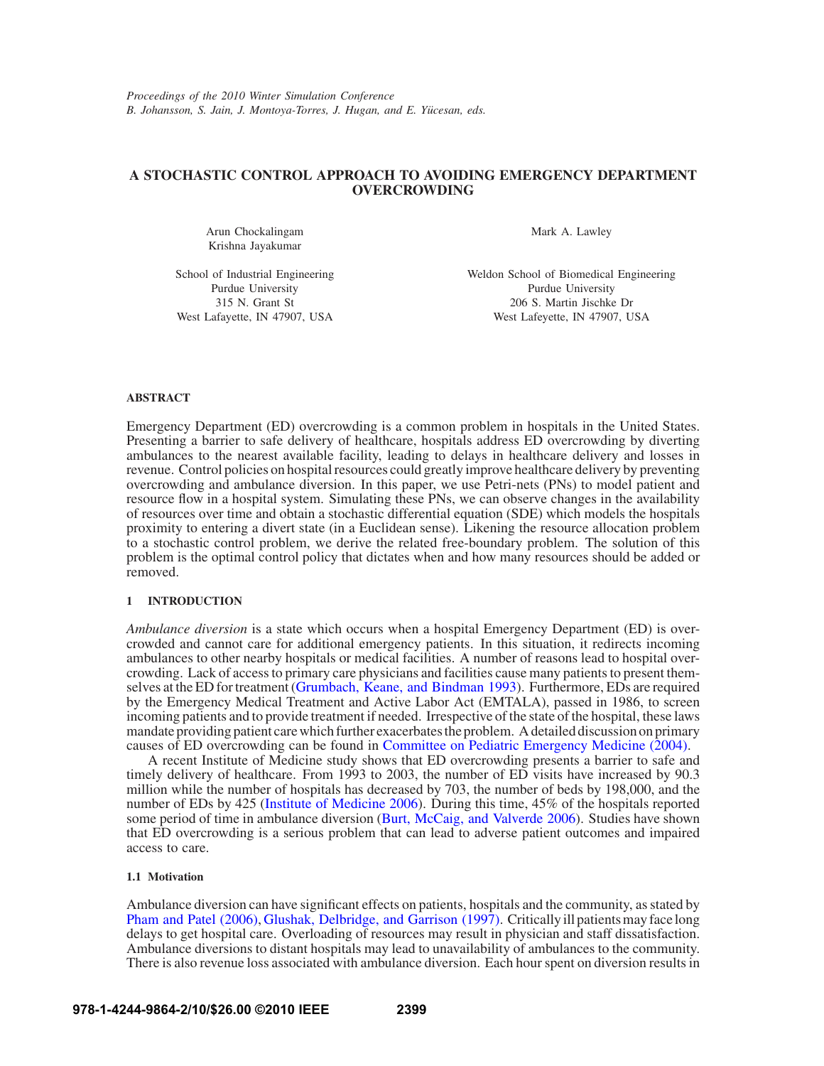Proceedings of the 2010 Winter Simulation Conference
B. Johansson, S. Jain, J. Montoya-Torres, J. Hugan, and E. Yücesan, eds.

# A STOCHASTIC CONTROL APPROACH TO AVOIDING EMERGENCY DEPARTMENT OVERCROWDING

Arun Chockalingam
Krishna Jayakumar

School of Industrial Engineering
Purdue University
315 N. Grant St
West Lafayette, IN 47907, USA

Mark A. Lawley

Weldon School of Biomedical Engineering
Purdue University
206 S. Martin Jischke Dr
West Lafeyette, IN 47907, USA

## ABSTRACT

Emergency Department (ED) overcrowding is a common problem in hospitals in the United States. Presenting a barrier to safe delivery of healthcare, hospitals address ED overcrowding by diverting ambulances to the nearest available facility, leading to delays in healthcare delivery and losses in revenue. Control policies on hospital resources could greatly improve healthcare delivery by preventing overcrowding and ambulance diversion. In this paper, we use Petri-nets (PNs) to model patient and resource flow in a hospital system. Simulating these PNs, we can observe changes in the availability of resources over time and obtain a stochastic differential equation (SDE) which models the hospitals proximity to entering a divert state (in a Euclidean sense). Likening the resource allocation problem to a stochastic control problem, we derive the related free-boundary problem. The solution of this problem is the optimal control policy that dictates when and how many resources should be added or removed.

## 1 INTRODUCTION

*Ambulance diversion* is a state which occurs when a hospital Emergency Department (ED) is overcrowded and cannot care for additional emergency patients. In this situation, it redirects incoming ambulances to other nearby hospitals or medical facilities. A number of reasons lead to hospital overcrowding. Lack of access to primary care physicians and facilities cause many patients to present themselves at the ED for treatment (Grumbach, Keane, and Bindman 1993). Furthermore, EDs are required by the Emergency Medical Treatment and Active Labor Act (EMTALA), passed in 1986, to screen incoming patients and to provide treatment if needed. Irrespective of the state of the hospital, these laws mandate providing patient care which further exacerbates the problem. A detailed discussion on primary causes of ED overcrowding can be found in Committee on Pediatric Emergency Medicine (2004).

A recent Institute of Medicine study shows that ED overcrowding presents a barrier to safe and timely delivery of healthcare. From 1993 to 2003, the number of ED visits have increased by 90.3 million while the number of hospitals has decreased by 703, the number of beds by 198,000, and the number of EDs by 425 (Institute of Medicine 2006). During this time, 45% of the hospitals reported some period of time in ambulance diversion (Burt, McCaig, and Valverde 2006). Studies have shown that ED overcrowding is a serious problem that can lead to adverse patient outcomes and impaired access to care.

### 1.1 Motivation

Ambulance diversion can have significant effects on patients, hospitals and the community, as stated by Pham and Patel (2006), Glushak, Delbridge, and Garrison (1997). Critically ill patients may face long delays to get hospital care. Overloading of resources may result in physician and staff dissatisfaction. Ambulance diversions to distant hospitals may lead to unavailability of ambulances to the community. There is also revenue loss associated with ambulance diversion. Each hour spent on diversion results in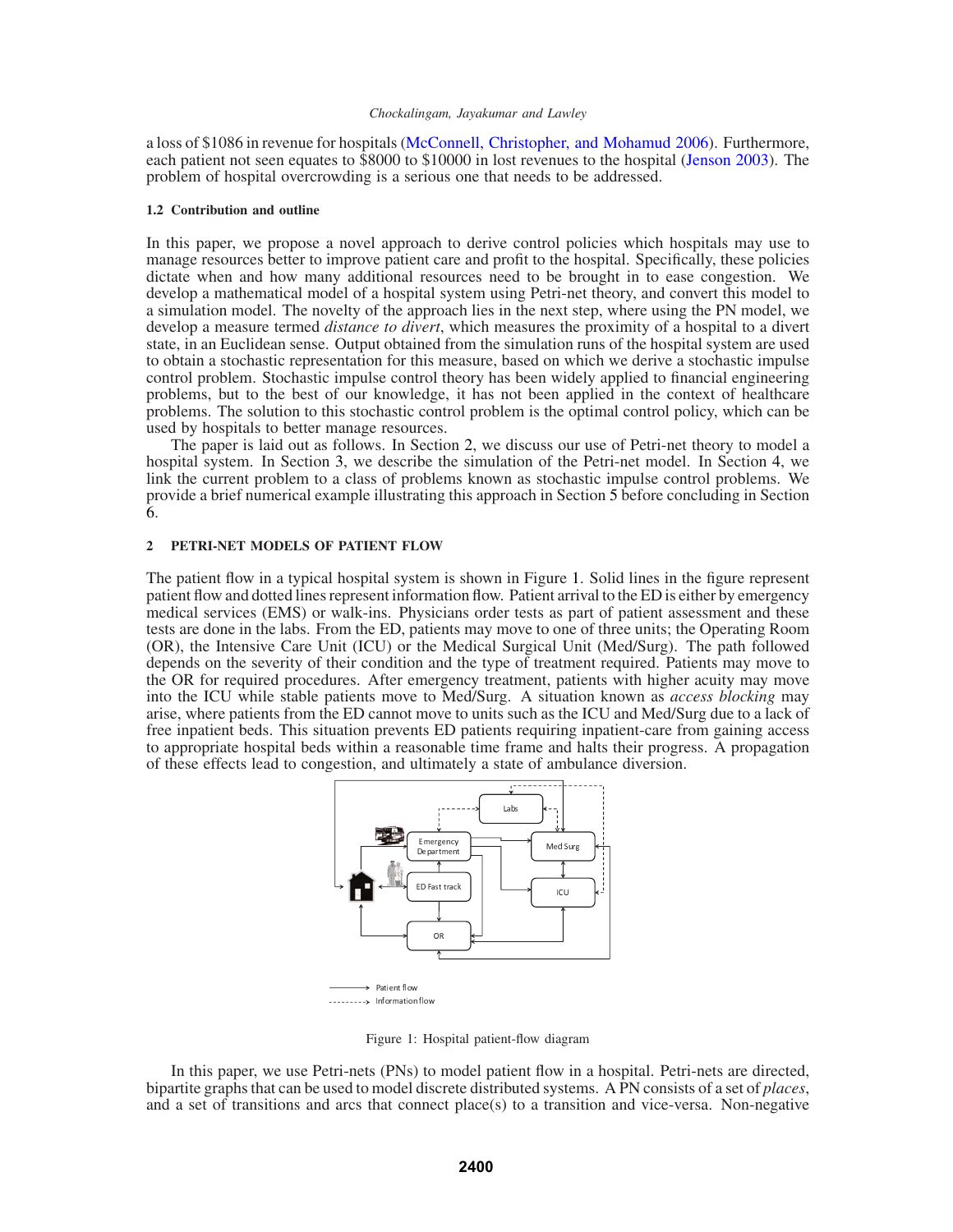a loss of $1086 in revenue for hospitals (McConnell, Christopher, and Mohamud 2006). Furthermore, each patient not seen equates to $8000 to $10000 in lost revenues to the hospital (Jenson 2003). The problem of hospital overcrowding is a serious one that needs to be addressed.

### 1.2 Contribution and outline

In this paper, we propose a novel approach to derive control policies which hospitals may use to manage resources better to improve patient care and profit to the hospital. Specifically, these policies dictate when and how many additional resources need to be brought in to ease congestion. We develop a mathematical model of a hospital system using Petri-net theory, and convert this model to a simulation model. The novelty of the approach lies in the next step, where using the PN model, we develop a measure termed *distance to divert*, which measures the proximity of a hospital to a divert state, in an Euclidean sense. Output obtained from the simulation runs of the hospital system are used to obtain a stochastic representation for this measure, based on which we derive a stochastic impulse control problem. Stochastic impulse control theory has been widely applied to financial engineering problems, but to the best of our knowledge, it has not been applied in the context of healthcare problems. The solution to this stochastic control problem is the optimal control policy, which can be used by hospitals to better manage resources.

The paper is laid out as follows. In Section 2, we discuss our use of Petri-net theory to model a hospital system. In Section 3, we describe the simulation of the Petri-net model. In Section 4, we link the current problem to a class of problems known as stochastic impulse control problems. We provide a brief numerical example illustrating this approach in Section 5 before concluding in Section 6.

## 2 PETRI-NET MODELS OF PATIENT FLOW

The patient flow in a typical hospital system is shown in Figure 1. Solid lines in the figure represent patient flow and dotted lines represent information flow. Patient arrival to the ED is either by emergency medical services (EMS) or walk-ins. Physicians order tests as part of patient assessment and these tests are done in the labs. From the ED, patients may move to one of three units; the Operating Room (OR), the Intensive Care Unit (ICU) or the Medical Surgical Unit (Med/Surg). The path followed depends on the severity of their condition and the type of treatment required. Patients may move to the OR for required procedures. After emergency treatment, patients with higher acuity may move into the ICU while stable patients move to Med/Surg. A situation known as *access blocking* may arise, where patients from the ED cannot move to units such as the ICU and Med/Surg due to a lack of free inpatient beds. This situation prevents ED patients requiring inpatient-care from gaining access to appropriate hospital beds within a reasonable time frame and halts their progress. A propagation of these effects lead to congestion, and ultimately a state of ambulance diversion.

Figure 1: Hospital patient-flow diagram

In this paper, we use Petri-nets (PNs) to model patient flow in a hospital. Petri-nets are directed, bipartite graphs that can be used to model discrete distributed systems. A PN consists of a set of *places*, and a set of transitions and arcs that connect place(s) to a transition and vice-versa. Non-negative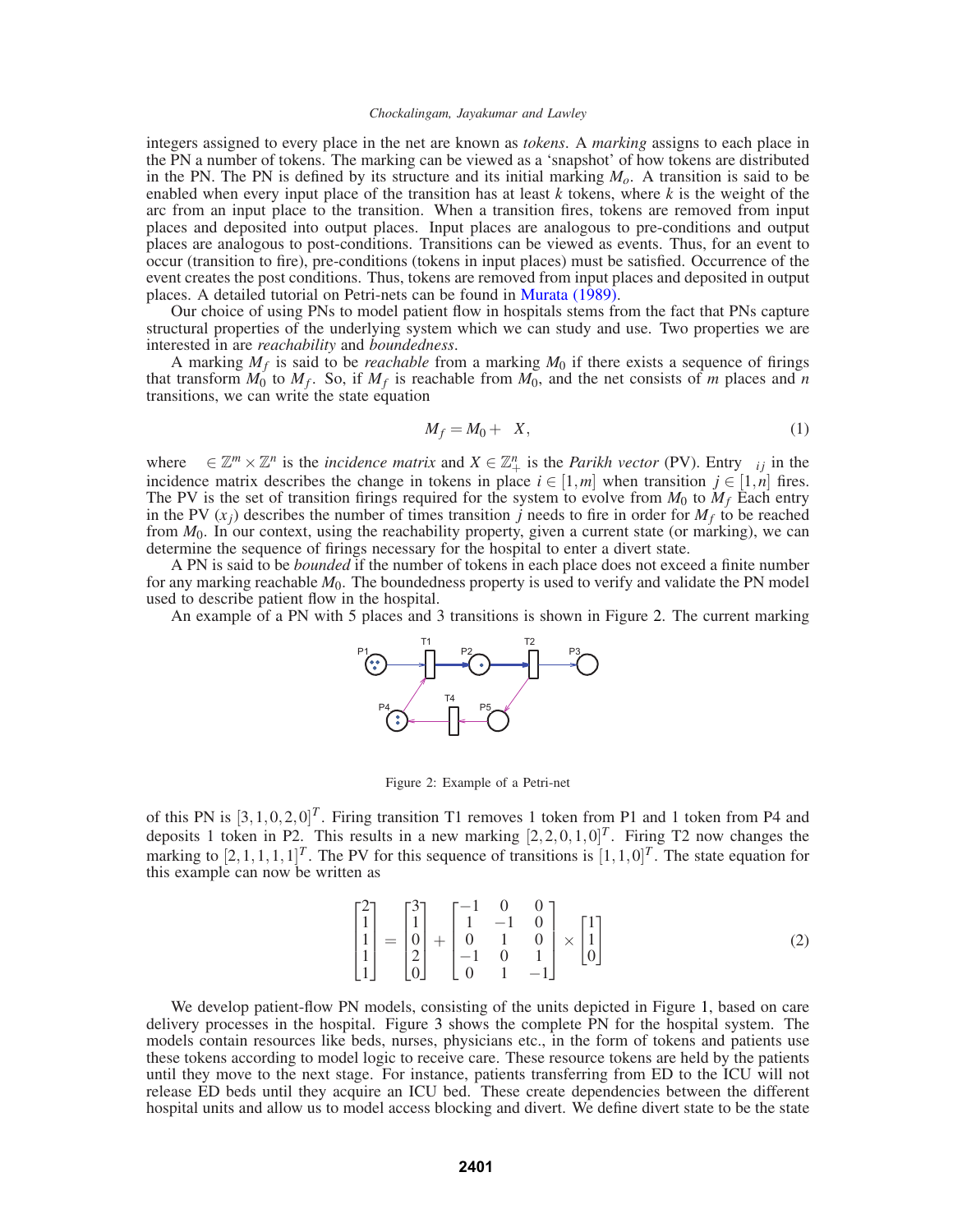integers assigned to every place in the net are known as *tokens*. A *marking* assigns to each place in the PN a number of tokens. The marking can be viewed as a 'snapshot' of how tokens are distributed in the PN. The PN is defined by its structure and its initial marking $M_o$. A transition is said to be enabled when every input place of the transition has at least $k$ tokens, where $k$ is the weight of the arc from an input place to the transition. When a transition fires, tokens are removed from input places and deposited into output places. Input places are analogous to pre-conditions and output places are analogous to post-conditions. Transitions can be viewed as events. Thus, for an event to occur (transition to fire), pre-conditions (tokens in input places) must be satisfied. Occurrence of the event creates the post conditions. Thus, tokens are removed from input places and deposited in output places. A detailed tutorial on Petri-nets can be found in Murata (1989).

Our choice of using PNs to model patient flow in hospitals stems from the fact that PNs capture structural properties of the underlying system which we can study and use. Two properties we are interested in are *reachability* and *boundedness*.

A marking $M_f$ is said to be *reachable* from a marking $M_0$ if there exists a sequence of firings that transform $M_0$ to $M_f$. So, if $M_f$ is reachable from $M_0$, and the net consists of $m$ places and $n$ transitions, we can write the state equation

$$M_f = M_0 + \quad X, \tag{1}$$

where $\in \mathbb{Z}^m \times \mathbb{Z}^n$ is the *incidence matrix* and $X \in \mathbb{Z}_+^n$ is the *Parikh vector* (PV). Entry $_{ij}$ in the incidence matrix describes the change in tokens in place $i \in [1,m]$ when transition $j \in [1,n]$ fires. The PV is the set of transition firings required for the system to evolve from $M_0$ to $M_f$ Each entry in the PV ($x_j$) describes the number of times transition $j$ needs to fire in order for $M_f$ to be reached from $M_0$. In our context, using the reachability property, given a current state (or marking), we can determine the sequence of firings necessary for the hospital to enter a divert state.

A PN is said to be *bounded* if the number of tokens in each place does not exceed a finite number for any marking reachable $M_0$. The boundedness property is used to verify and validate the PN model used to describe patient flow in the hospital.

An example of a PN with 5 places and 3 transitions is shown in Figure 2. The current marking

Figure 2: Example of a Petri-net

of this PN is $[3,1,0,2,0]^T$. Firing transition T1 removes 1 token from P1 and 1 token from P4 and deposits 1 token in P2. This results in a new marking $[2,2,0,1,0]^T$. Firing T2 now changes the marking to $[2,1,1,1,1]^T$. The PV for this sequence of transitions is $[1,1,0]^T$. The state equation for this example can now be written as

$$\begin{bmatrix} 2 \\ 1 \\ 1 \\ 1 \\ 1 \end{bmatrix} = \begin{bmatrix} 3 \\ 1 \\ 0 \\ 2 \\ 0 \end{bmatrix} + \begin{bmatrix} -1 & 0 & 0 \\ 1 & -1 & 0 \\ 0 & 1 & 0 \\ -1 & 0 & 1 \\ 0 & 1 & -1 \end{bmatrix} \times \begin{bmatrix} 1 \\ 1 \\ 0 \end{bmatrix} \tag{2}$$

We develop patient-flow PN models, consisting of the units depicted in Figure 1, based on care delivery processes in the hospital. Figure 3 shows the complete PN for the hospital system. The models contain resources like beds, nurses, physicians etc., in the form of tokens and patients use these tokens according to model logic to receive care. These resource tokens are held by the patients until they move to the next stage. For instance, patients transferring from ED to the ICU will not release ED beds until they acquire an ICU bed. These create dependencies between the different hospital units and allow us to model access blocking and divert. We define divert state to be the state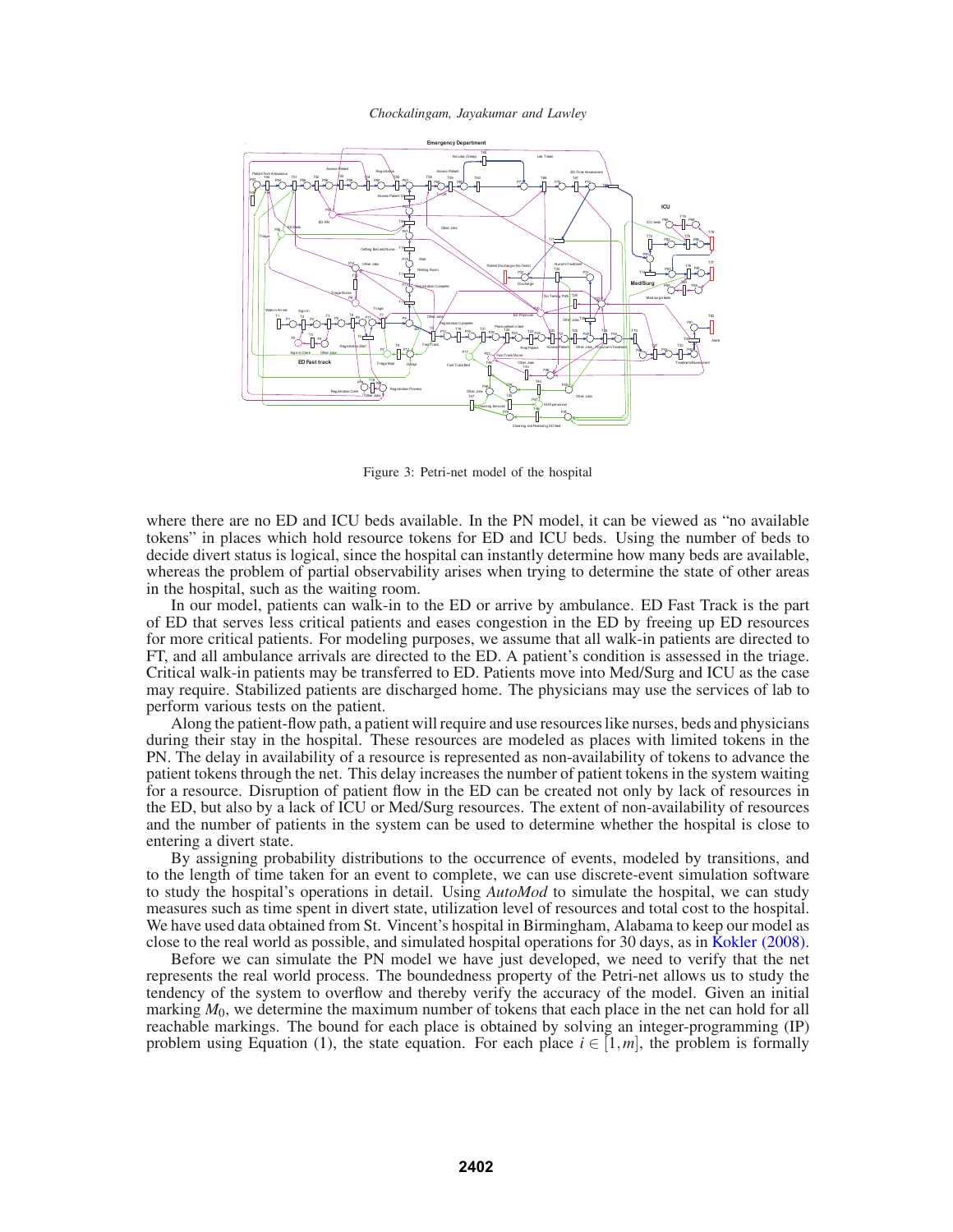Figure 3: Petri-net model of the hospital

where there are no ED and ICU beds available. In the PN model, it can be viewed as "no available tokens" in places which hold resource tokens for ED and ICU beds. Using the number of beds to decide divert status is logical, since the hospital can instantly determine how many beds are available, whereas the problem of partial observability arises when trying to determine the state of other areas in the hospital, such as the waiting room.

In our model, patients can walk-in to the ED or arrive by ambulance. ED Fast Track is the part of ED that serves less critical patients and eases congestion in the ED by freeing up ED resources for more critical patients. For modeling purposes, we assume that all walk-in patients are directed to FT, and all ambulance arrivals are directed to the ED. A patient's condition is assessed in the triage. Critical walk-in patients may be transferred to ED. Patients move into Med/Surg and ICU as the case may require. Stabilized patients are discharged home. The physicians may use the services of lab to perform various tests on the patient.

Along the patient-flow path, a patient will require and use resources like nurses, beds and physicians during their stay in the hospital. These resources are modeled as places with limited tokens in the PN. The delay in availability of a resource is represented as non-availability of tokens to advance the patient tokens through the net. This delay increases the number of patient tokens in the system waiting for a resource. Disruption of patient flow in the ED can be created not only by lack of resources in the ED, but also by a lack of ICU or Med/Surg resources. The extent of non-availability of resources and the number of patients in the system can be used to determine whether the hospital is close to entering a divert state.

By assigning probability distributions to the occurrence of events, modeled by transitions, and to the length of time taken for an event to complete, we can use discrete-event simulation software to study the hospital's operations in detail. Using *AutoMod* to simulate the hospital, we can study measures such as time spent in divert state, utilization level of resources and total cost to the hospital. We have used data obtained from St. Vincent's hospital in Birmingham, Alabama to keep our model as close to the real world as possible, and simulated hospital operations for 30 days, as in Kokler (2008).

Before we can simulate the PN model we have just developed, we need to verify that the net represents the real world process. The boundedness property of the Petri-net allows us to study the tendency of the system to overflow and thereby verify the accuracy of the model. Given an initial marking $M_0$, we determine the maximum number of tokens that each place in the net can hold for all reachable markings. The bound for each place is obtained by solving an integer-programming (IP) problem using Equation (1), the state equation. For each place $i \in [1,m]$, the problem is formally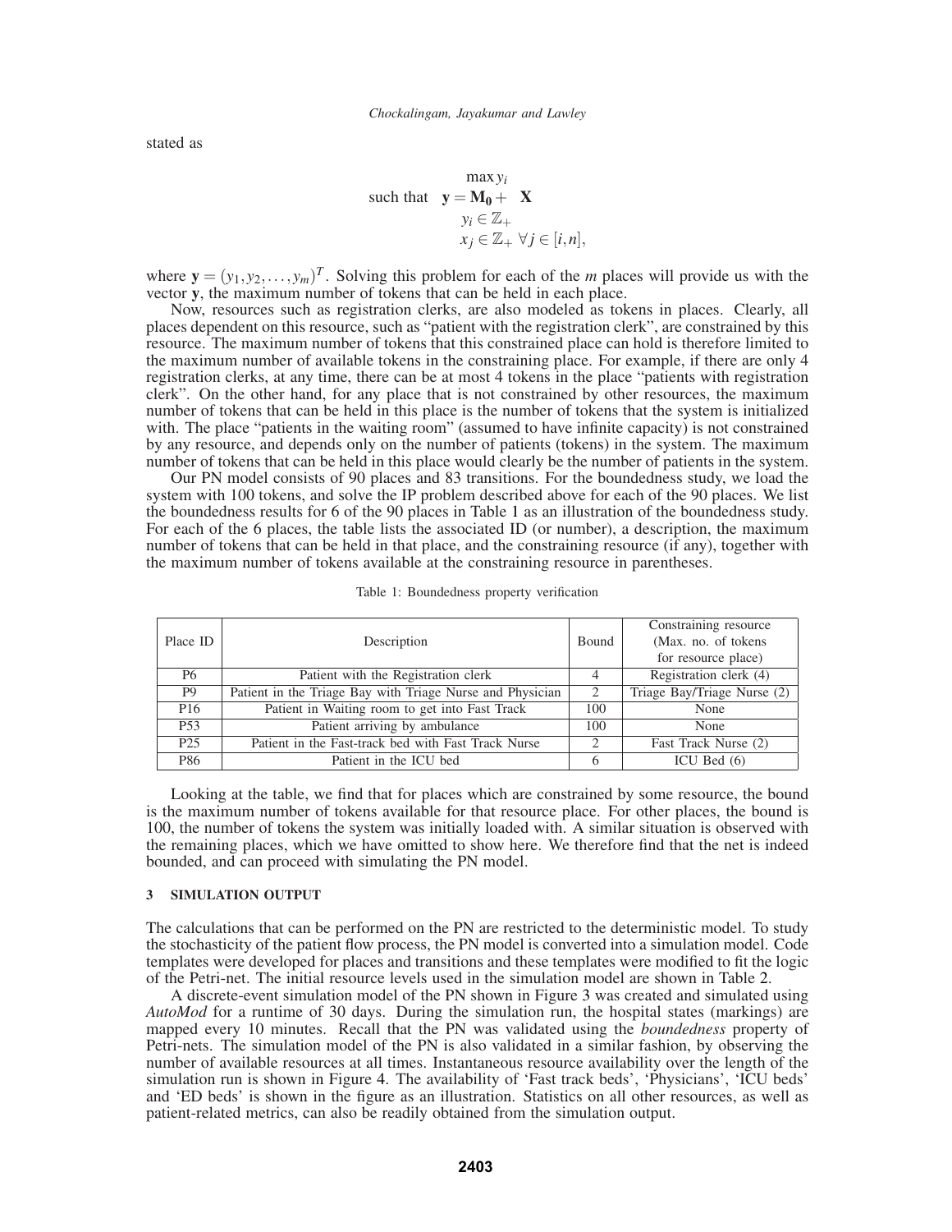stated as

$$
\begin{aligned}
& \max y_i \\
\text{such that} \quad & \mathbf{y} = \mathbf{M_0} + \quad \mathbf{X} \\
& y_i \in \mathbb{Z}_+ \\
& x_j \in \mathbb{Z}_+ \; \forall j \in [i,n],
\end{aligned}
$$

where $\mathbf{y} = (y_1, y_2, \ldots, y_m)^T$. Solving this problem for each of the $m$ places will provide us with the vector $\mathbf{y}$, the maximum number of tokens that can be held in each place.

Now, resources such as registration clerks, are also modeled as tokens in places. Clearly, all places dependent on this resource, such as "patient with the registration clerk", are constrained by this resource. The maximum number of tokens that this constrained place can hold is therefore limited to the maximum number of available tokens in the constraining place. For example, if there are only 4 registration clerks, at any time, there can be at most 4 tokens in the place "patients with registration clerk". On the other hand, for any place that is not constrained by other resources, the maximum number of tokens that can be held in this place is the number of tokens that the system is initialized with. The place "patients in the waiting room" (assumed to have infinite capacity) is not constrained by any resource, and depends only on the number of patients (tokens) in the system. The maximum number of tokens that can be held in this place would clearly be the number of patients in the system.

Our PN model consists of 90 places and 83 transitions. For the boundedness study, we load the system with 100 tokens, and solve the IP problem described above for each of the 90 places. We list the boundedness results for 6 of the 90 places in Table 1 as an illustration of the boundedness study. For each of the 6 places, the table lists the associated ID (or number), a description, the maximum number of tokens that can be held in that place, and the constraining resource (if any), together with the maximum number of tokens available at the constraining resource in parentheses.

Table 1: Boundedness property verification

| Place ID | Description | Bound | Constraining resource (Max. no. of tokens for resource place) |
|---|---|---|---|
| P6 | Patient with the Registration clerk | 4 | Registration clerk (4) |
| P9 | Patient in the Triage Bay with Triage Nurse and Physician | 2 | Triage Bay/Triage Nurse (2) |
| P16 | Patient in Waiting room to get into Fast Track | 100 | None |
| P53 | Patient arriving by ambulance | 100 | None |
| P25 | Patient in the Fast-track bed with Fast Track Nurse | 2 | Fast Track Nurse (2) |
| P86 | Patient in the ICU bed | 6 | ICU Bed (6) |

Looking at the table, we find that for places which are constrained by some resource, the bound is the maximum number of tokens available for that resource place. For other places, the bound is 100, the number of tokens the system was initially loaded with. A similar situation is observed with the remaining places, which we have omitted to show here. We therefore find that the net is indeed bounded, and can proceed with simulating the PN model.

## 3 SIMULATION OUTPUT

The calculations that can be performed on the PN are restricted to the deterministic model. To study the stochasticity of the patient flow process, the PN model is converted into a simulation model. Code templates were developed for places and transitions and these templates were modified to fit the logic of the Petri-net. The initial resource levels used in the simulation model are shown in Table 2.

A discrete-event simulation model of the PN shown in Figure 3 was created and simulated using *AutoMod* for a runtime of 30 days. During the simulation run, the hospital states (markings) are mapped every 10 minutes. Recall that the PN was validated using the *boundedness* property of Petri-nets. The simulation model of the PN is also validated in a similar fashion, by observing the number of available resources at all times. Instantaneous resource availability over the length of the simulation run is shown in Figure 4. The availability of 'Fast track beds', 'Physicians', 'ICU beds' and 'ED beds' is shown in the figure as an illustration. Statistics on all other resources, as well as patient-related metrics, can also be readily obtained from the simulation output.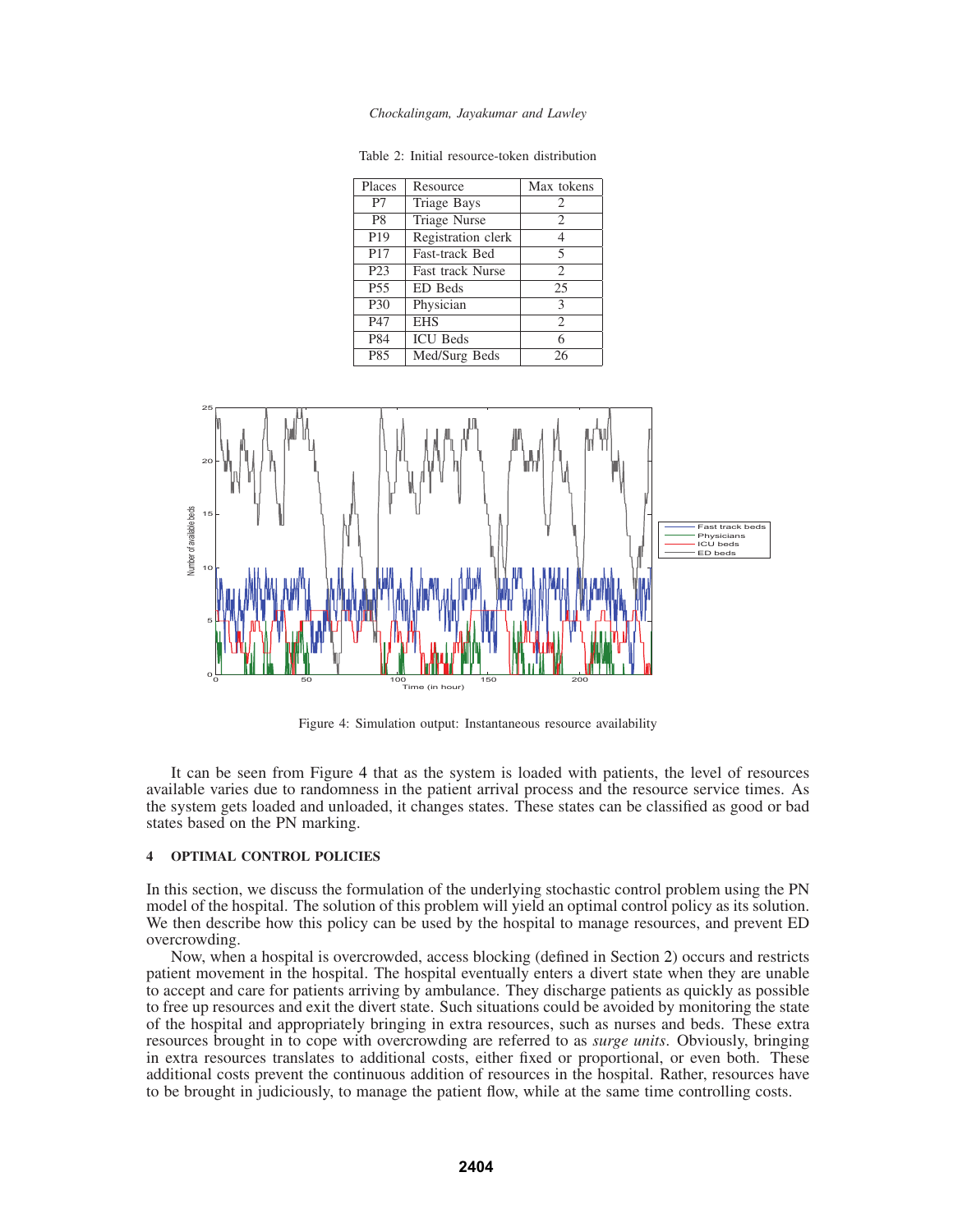Table 2: Initial resource-token distribution

| Places | Resource | Max tokens |
|---|---|---|
| P7 | Triage Bays | 2 |
| P8 | Triage Nurse | 2 |
| P19 | Registration clerk | 4 |
| P17 | Fast-track Bed | 5 |
| P23 | Fast track Nurse | 2 |
| P55 | ED Beds | 25 |
| P30 | Physician | 3 |
| P47 | EHS | 2 |
| P84 | ICU Beds | 6 |
| P85 | Med/Surg Beds | 26 |

Figure 4: Simulation output: Instantaneous resource availability

It can be seen from Figure 4 that as the system is loaded with patients, the level of resources available varies due to randomness in the patient arrival process and the resource service times. As the system gets loaded and unloaded, it changes states. These states can be classified as good or bad states based on the PN marking.

## 4 OPTIMAL CONTROL POLICIES

In this section, we discuss the formulation of the underlying stochastic control problem using the PN model of the hospital. The solution of this problem will yield an optimal control policy as its solution. We then describe how this policy can be used by the hospital to manage resources, and prevent ED overcrowding.

Now, when a hospital is overcrowded, access blocking (defined in Section 2) occurs and restricts patient movement in the hospital. The hospital eventually enters a divert state when they are unable to accept and care for patients arriving by ambulance. They discharge patients as quickly as possible to free up resources and exit the divert state. Such situations could be avoided by monitoring the state of the hospital and appropriately bringing in extra resources, such as nurses and beds. These extra resources brought in to cope with overcrowding are referred to as *surge units*. Obviously, bringing in extra resources translates to additional costs, either fixed or proportional, or even both. These additional costs prevent the continuous addition of resources in the hospital. Rather, resources have to be brought in judiciously, to manage the patient flow, while at the same time controlling costs.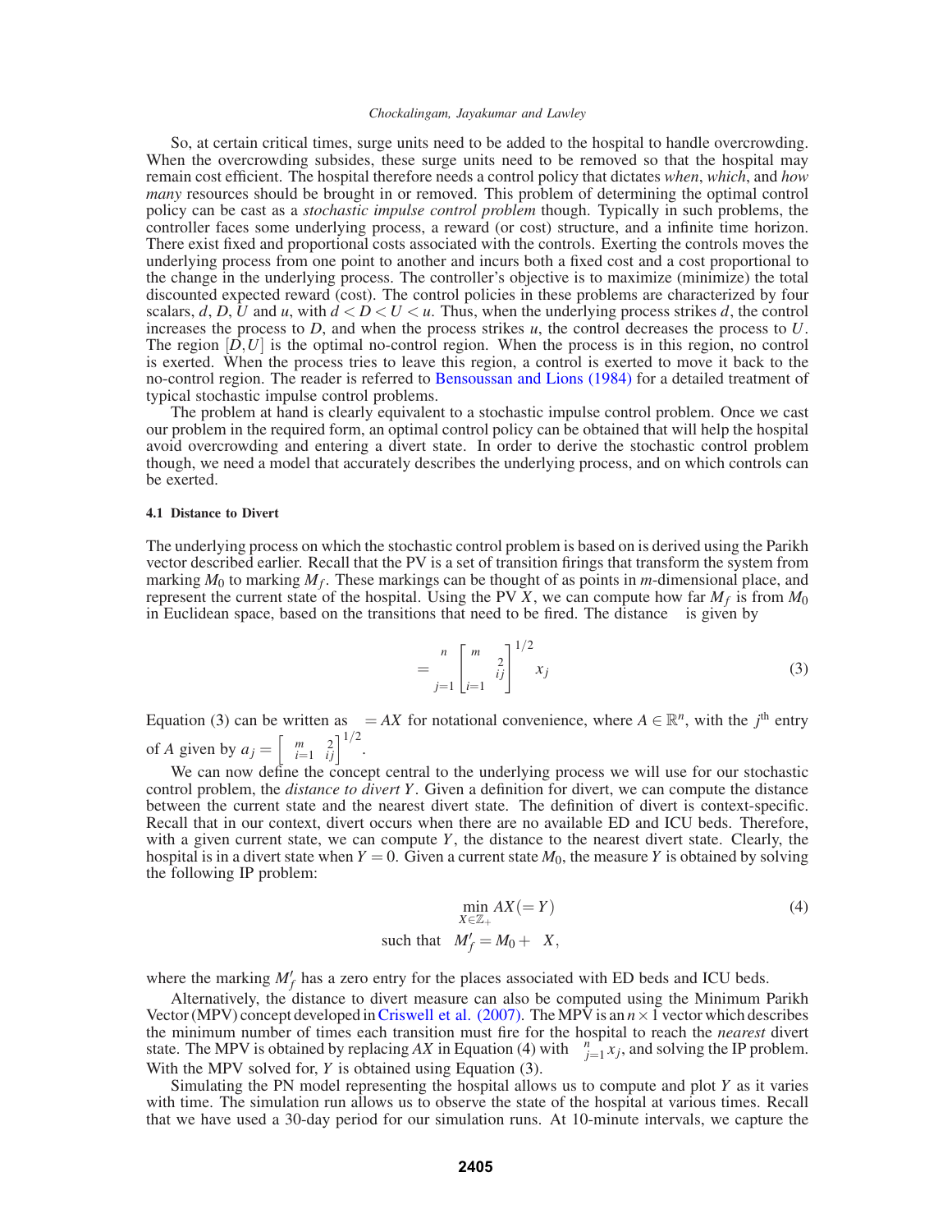So, at certain critical times, surge units need to be added to the hospital to handle overcrowding. When the overcrowding subsides, these surge units need to be removed so that the hospital may remain cost efficient. The hospital therefore needs a control policy that dictates *when*, *which*, and *how many* resources should be brought in or removed. This problem of determining the optimal control policy can be cast as a *stochastic impulse control problem* though. Typically in such problems, the controller faces some underlying process, a reward (or cost) structure, and a infinite time horizon. There exist fixed and proportional costs associated with the controls. Exerting the controls moves the underlying process from one point to another and incurs both a fixed cost and a cost proportional to the change in the underlying process. The controller's objective is to maximize (minimize) the total discounted expected reward (cost). The control policies in these problems are characterized by four scalars, $d$, $D$, $U$ and $u$, with $d < D < U < u$. Thus, when the underlying process strikes $d$, the control increases the process to $D$, and when the process strikes $u$, the control decreases the process to $U$. The region $[D,U]$ is the optimal no-control region. When the process is in this region, no control is exerted. When the process tries to leave this region, a control is exerted to move it back to the no-control region. The reader is referred to Bensoussan and Lions (1984) for a detailed treatment of typical stochastic impulse control problems.

The problem at hand is clearly equivalent to a stochastic impulse control problem. Once we cast our problem in the required form, an optimal control policy can be obtained that will help the hospital avoid overcrowding and entering a divert state. In order to derive the stochastic control problem though, we need a model that accurately describes the underlying process, and on which controls can be exerted.

#### 4.1 Distance to Divert

The underlying process on which the stochastic control problem is based on is derived using the Parikh vector described earlier. Recall that the PV is a set of transition firings that transform the system from marking $M_0$ to marking $M_f$. These markings can be thought of as points in $m$-dimensional place, and represent the current state of the hospital. Using the PV $X$, we can compute how far $M_f$ is from $M_0$ in Euclidean space, based on the transitions that need to be fired. The distance $\Delta$ is given by

$$\Delta = \sum_{j=1}^{n} \left[ \sum_{i=1}^{m} c_{ij}^{2} \right]^{1/2} x_j \tag{3}$$

Equation (3) can be written as $\Delta = AX$ for notational convenience, where $A \in \mathbb{R}^n$, with the $j^{\text{th}}$ entry of $A$ given by $a_j = \left[ \sum_{i=1}^{m} c_{ij}^{2} \right]^{1/2}$.

We can now define the concept central to the underlying process we will use for our stochastic control problem, the *distance to divert* $Y$. Given a definition for divert, we can compute the distance between the current state and the nearest divert state. The definition of divert is context-specific. Recall that in our context, divert occurs when there are no available ED and ICU beds. Therefore, with a given current state, we can compute $Y$, the distance to the nearest divert state. Clearly, the hospital is in a divert state when $Y = 0$. Given a current state $M_0$, the measure $Y$ is obtained by solving the following IP problem:

$$\min_{X \in \mathbb{Z}_+} AX (= Y) \tag{4}$$

$$\text{such that} \quad M_f' = M_0 + CX,$$

where the marking $M_f'$ has a zero entry for the places associated with ED beds and ICU beds.

Alternatively, the distance to divert measure can also be computed using the Minimum Parikh Vector (MPV) concept developed in Criswell et al. (2007). The MPV is an $n \times 1$ vector which describes the minimum number of times each transition must fire for the hospital to reach the *nearest* divert state. The MPV is obtained by replacing $AX$ in Equation (4) with $\sum_{j=1}^{n} x_j$, and solving the IP problem. With the MPV solved for, $Y$ is obtained using Equation (3).

Simulating the PN model representing the hospital allows us to compute and plot $Y$ as it varies with time. The simulation run allows us to observe the state of the hospital at various times. Recall that we have used a 30-day period for our simulation runs. At 10-minute intervals, we capture the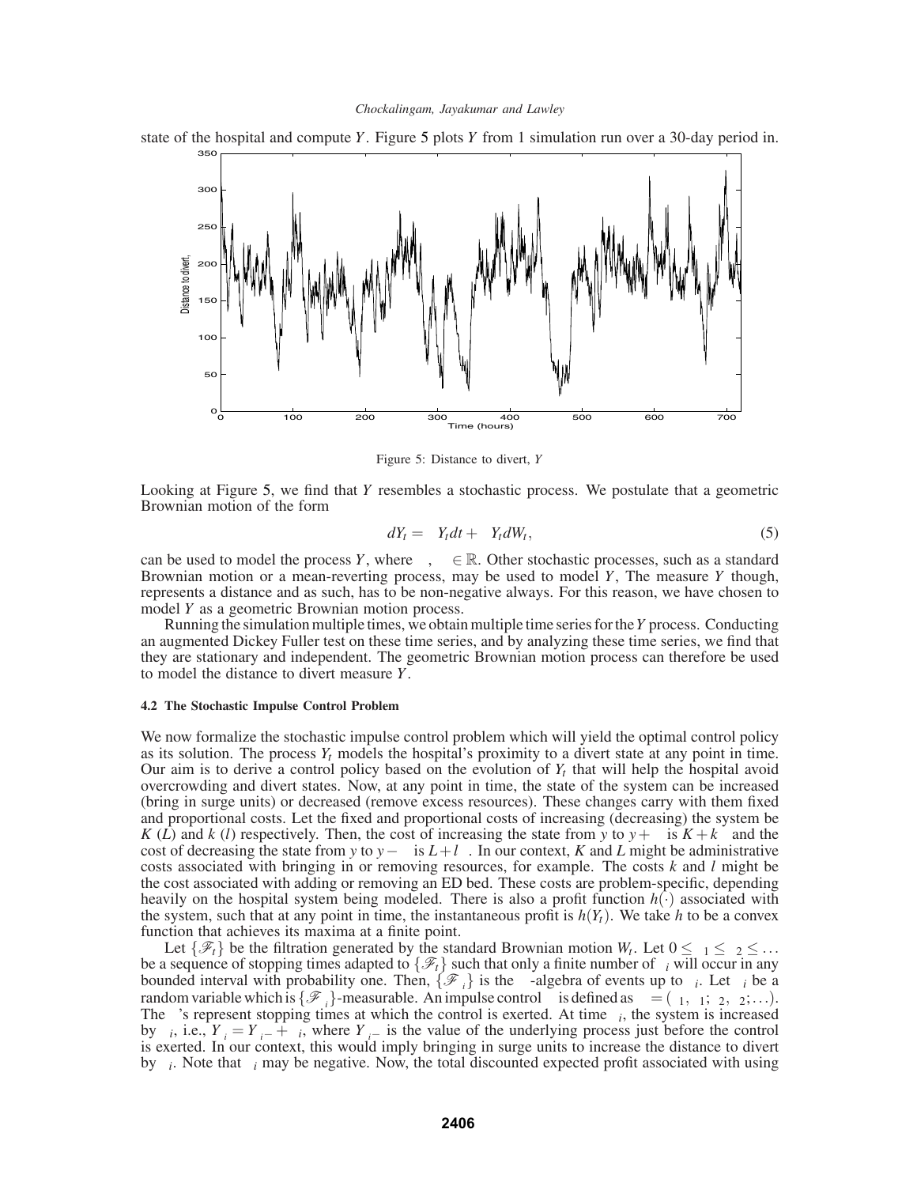state of the hospital and compute $Y$. Figure 5 plots $Y$ from 1 simulation run over a 30-day period in.

Figure 5: Distance to divert, $Y$

Looking at Figure 5, we find that $Y$ resembles a stochastic process. We postulate that a geometric Brownian motion of the form

$$dY_t = \mu Y_t dt + \sigma Y_t dW_t, \tag{5}$$

can be used to model the process $Y$, where $\mu, \sigma \in \mathbb{R}$. Other stochastic processes, such as a standard Brownian motion or a mean-reverting process, may be used to model $Y$, The measure $Y$ though, represents a distance and as such, has to be non-negative always. For this reason, we have chosen to model $Y$ as a geometric Brownian motion process.

Running the simulation multiple times, we obtain multiple time series for the $Y$ process. Conducting an augmented Dickey Fuller test on these time series, and by analyzing these time series, we find that they are stationary and independent. The geometric Brownian motion process can therefore be used to model the distance to divert measure $Y$.

#### 4.2 The Stochastic Impulse Control Problem

We now formalize the stochastic impulse control problem which will yield the optimal control policy as its solution. The process $Y_t$ models the hospital's proximity to a divert state at any point in time. Our aim is to derive a control policy based on the evolution of $Y_t$ that will help the hospital avoid overcrowding and divert states. Now, at any point in time, the state of the system can be increased (bring in surge units) or decreased (remove excess resources). These changes carry with them fixed and proportional costs. Let the fixed and proportional costs of increasing (decreasing) the system be $K$ ($L$) and $k$ ($l$) respectively. Then, the cost of increasing the state from $y$ to $y+\xi$ is $K+k\xi$ and the cost of decreasing the state from $y$ to $y-\xi$ is $L+l\xi$. In our context, $K$ and $L$ might be administrative costs associated with bringing in or removing resources, for example. The costs $k$ and $l$ might be the cost associated with adding or removing an ED bed. These costs are problem-specific, depending heavily on the hospital system being modeled. There is also a profit function $h(\cdot)$ associated with the system, such that at any point in time, the instantaneous profit is $h(Y_t)$. We take $h$ to be a convex function that achieves its maxima at a finite point.

Let $\{\mathscr{F}_t\}$ be the filtration generated by the standard Brownian motion $W_t$. Let $0 \leq \tau_1 \leq \tau_2 \leq \ldots$ be a sequence of stopping times adapted to $\{\mathscr{F}_t\}$ such that only a finite number of $\tau_i$ will occur in any bounded interval with probability one. Then, $\{\mathscr{F}_{\tau_i}\}$ is the $\sigma$-algebra of events up to $\tau_i$. Let $\xi_i$ be a random variable which is $\{\mathscr{F}_{\tau_i}\}$-measurable. An impulse control $\nu$ is defined as $\nu = (\tau_1, \xi_1; \tau_2, \xi_2; \ldots)$. The $\tau$'s represent stopping times at which the control is exerted. At time $\tau_i$, the system is increased by $\xi_i$, i.e., $Y_{\tau_i} = Y_{\tau_i-} + \xi_i$, where $Y_{\tau_i-}$ is the value of the underlying process just before the control is exerted. In our context, this would imply bringing in surge units to increase the distance to divert by $\xi_i$. Note that $\xi_i$ may be negative. Now, the total discounted expected profit associated with using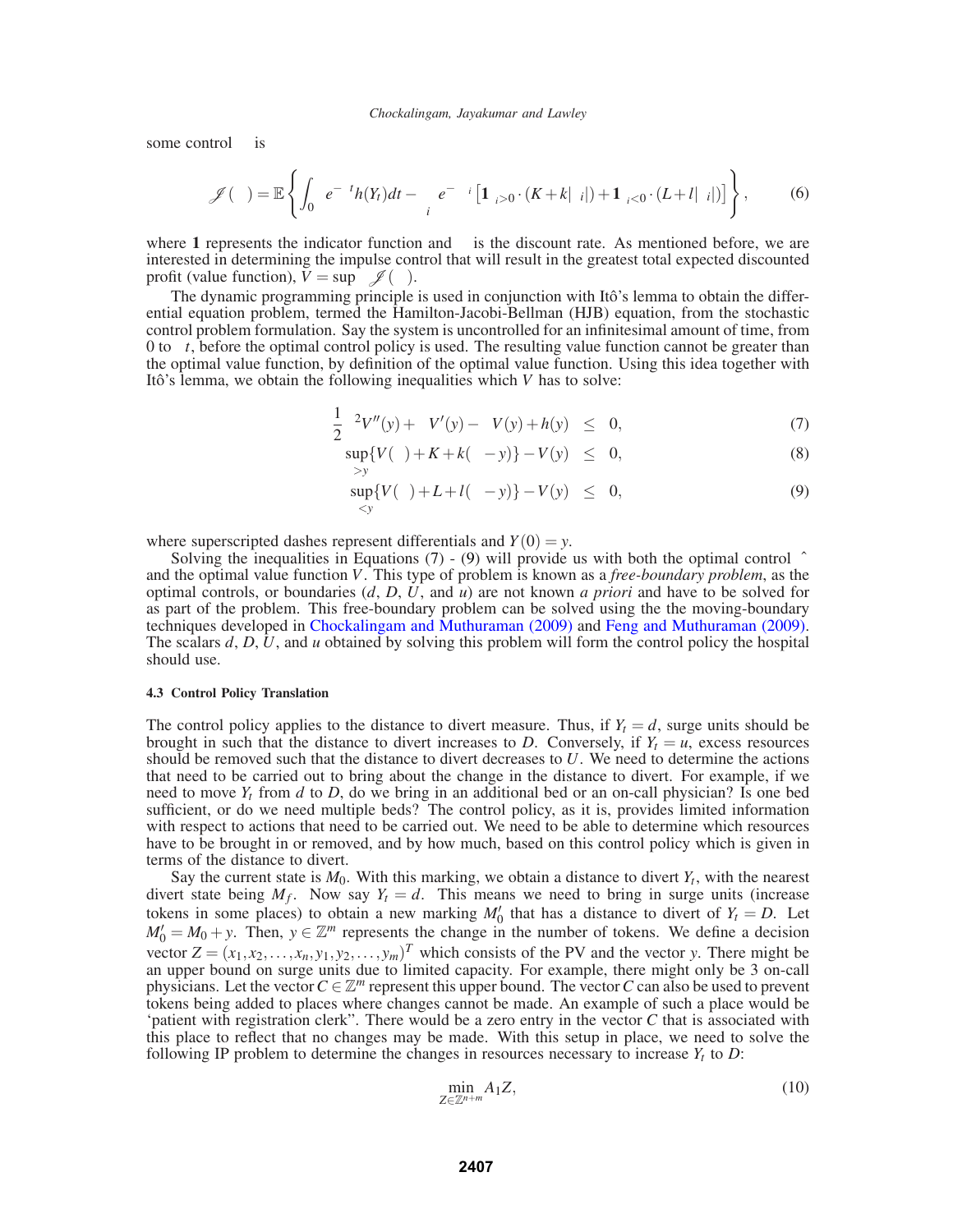some control $\nu$ is

$$
\mathscr{J}(\nu) = \mathbb{E}\left\{ \int_0^{\infty} e^{-\lambda t} h(Y_t) dt - \sum_i e^{-\lambda \tau_i} \left[ \mathbf{1}_{\xi_i > 0} \cdot (K + k|\xi_i|) + \mathbf{1}_{\xi_i < 0} \cdot (L + l|\xi_i|) \right] \right\}, \tag{6}
$$

where $\mathbf{1}$ represents the indicator function and $\lambda$ is the discount rate. As mentioned before, we are interested in determining the impulse control that will result in the greatest total expected discounted profit (value function), $V = \sup_\nu \mathscr{J}(\nu)$.

The dynamic programming principle is used in conjunction with Itô's lemma to obtain the differential equation problem, termed the Hamilton-Jacobi-Bellman (HJB) equation, from the stochastic control problem formulation. Say the system is uncontrolled for an infinitesimal amount of time, from 0 to $\Delta t$, before the optimal control policy is used. The resulting value function cannot be greater than the optimal value function, by definition of the optimal value function. Using this idea together with Itô's lemma, we obtain the following inequalities which $V$ has to solve:

$$
\frac{1}{2}\sigma^2 V''(y) + \mu V'(y) - \lambda V(y) + h(y) \leq 0, \tag{7}
$$

$$
\sup_{\eta > y}\{V(\eta) + K + k(\eta - y)\} - V(y) \leq 0, \tag{8}
$$

$$
\sup_{\eta < y}\{V(\eta) + L + l(\eta - y)\} - V(y) \leq 0, \tag{9}
$$

where superscripted dashes represent differentials and $Y(0) = y$.

Solving the inequalities in Equations (7) - (9) will provide us with both the optimal control $\hat{\nu}$ and the optimal value function $V$. This type of problem is known as a *free-boundary problem*, as the optimal controls, or boundaries ($d$, $D$, $U$, and $u$) are not known *a priori* and have to be solved for as part of the problem. This free-boundary problem can be solved using the the moving-boundary techniques developed in Chockalingam and Muthuraman (2009) and Feng and Muthuraman (2009). The scalars $d$, $D$, $U$, and $u$ obtained by solving this problem will form the control policy the hospital should use.

#### 4.3 Control Policy Translation

The control policy applies to the distance to divert measure. Thus, if $Y_t = d$, surge units should be brought in such that the distance to divert increases to $D$. Conversely, if $Y_t = u$, excess resources should be removed such that the distance to divert decreases to $U$. We need to determine the actions that need to be carried out to bring about the change in the distance to divert. For example, if we need to move $Y_t$ from $d$ to $D$, do we bring in an additional bed or an on-call physician? Is one bed sufficient, or do we need multiple beds? The control policy, as it is, provides limited information with respect to actions that need to be carried out. We need to be able to determine which resources have to be brought in or removed, and by how much, based on this control policy which is given in terms of the distance to divert.

Say the current state is $M_0$. With this marking, we obtain a distance to divert $Y_t$, with the nearest divert state being $M_f$. Now say $Y_t = d$. This means we need to bring in surge units (increase tokens in some places) to obtain a new marking $M_0'$ that has a distance to divert of $Y_t = D$. Let $M_0' = M_0 + y$. Then, $y \in \mathbb{Z}^m$ represents the change in the number of tokens. We define a decision vector $Z = (x_1, x_2, \ldots, x_n, y_1, y_2, \ldots, y_m)^T$ which consists of the PV and the vector $y$. There might be an upper bound on surge units due to limited capacity. For example, there might only be 3 on-call physicians. Let the vector $C \in \mathbb{Z}^m$ represent this upper bound. The vector $C$ can also be used to prevent tokens being added to places where changes cannot be made. An example of such a place would be 'patient with registration clerk". There would be a zero entry in the vector $C$ that is associated with this place to reflect that no changes may be made. With this setup in place, we need to solve the following IP problem to determine the changes in resources necessary to increase $Y_t$ to $D$:

$$
\min_{Z \in \mathbb{Z}^{n+m}} A_1 Z, \tag{10}
$$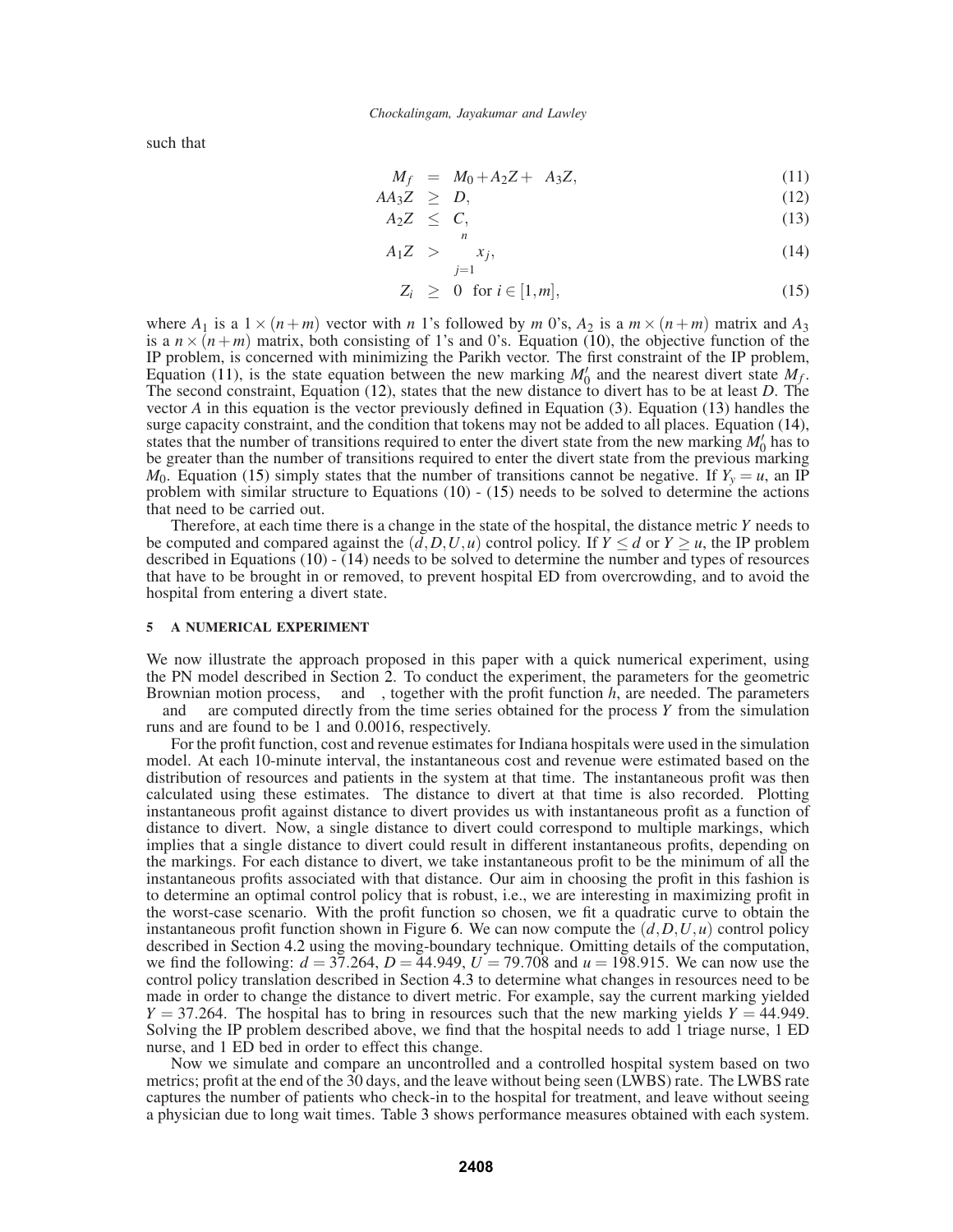such that

$$
\begin{aligned}
M_f &= M_0 + A_2 Z + A_3 Z, && (11)\\
A A_3 Z &\geq D, && (12)\\
A_2 Z &\leq C, && (13)\\
A_1 Z &> \sum_{j=1}^{n} x_j, && (14)\\
Z_i &\geq 0 \quad \text{for } i \in [1,m], && (15)
\end{aligned}
$$

where $A_1$ is a $1 \times (n+m)$ vector with $n$ 1's followed by $m$ 0's, $A_2$ is a $m \times (n+m)$ matrix and $A_3$ is a $n \times (n+m)$ matrix, both consisting of 1's and 0's. Equation (10), the objective function of the IP problem, is concerned with minimizing the Parikh vector. The first constraint of the IP problem, Equation (11), is the state equation between the new marking $M_0'$ and the nearest divert state $M_f$. The second constraint, Equation (12), states that the new distance to divert has to be at least $D$. The vector $A$ in this equation is the vector previously defined in Equation (3). Equation (13) handles the surge capacity constraint, and the condition that tokens may not be added to all places. Equation (14), states that the number of transitions required to enter the divert state from the new marking $M_0'$ has to be greater than the number of transitions required to enter the divert state from the previous marking $M_0$. Equation (15) simply states that the number of transitions cannot be negative. If $Y_y = u$, an IP problem with similar structure to Equations (10) - (15) needs to be solved to determine the actions that need to be carried out.

Therefore, at each time there is a change in the state of the hospital, the distance metric $Y$ needs to be computed and compared against the $(d, D, U, u)$ control policy. If $Y \leq d$ or $Y \geq u$, the IP problem described in Equations (10) - (14) needs to be solved to determine the number and types of resources that have to be brought in or removed, to prevent hospital ED from overcrowding, and to avoid the hospital from entering a divert state.

## 5 A NUMERICAL EXPERIMENT

We now illustrate the approach proposed in this paper with a quick numerical experiment, using the PN model described in Section 2. To conduct the experiment, the parameters for the geometric Brownian motion process, and , together with the profit function $h$, are needed. The parameters and are computed directly from the time series obtained for the process $Y$ from the simulation runs and are found to be 1 and 0.0016, respectively.

For the profit function, cost and revenue estimates for Indiana hospitals were used in the simulation model. At each 10-minute interval, the instantaneous cost and revenue were estimated based on the distribution of resources and patients in the system at that time. The instantaneous profit was then calculated using these estimates. The distance to divert at that time is also recorded. Plotting instantaneous profit against distance to divert provides us with instantaneous profit as a function of distance to divert. Now, a single distance to divert could correspond to multiple markings, which implies that a single distance to divert could result in different instantaneous profits, depending on the markings. For each distance to divert, we take instantaneous profit to be the minimum of all the instantaneous profits associated with that distance. Our aim in choosing the profit in this fashion is to determine an optimal control policy that is robust, i.e., we are interesting in maximizing profit in the worst-case scenario. With the profit function so chosen, we fit a quadratic curve to obtain the instantaneous profit function shown in Figure 6. We can now compute the $(d, D, U, u)$ control policy described in Section 4.2 using the moving-boundary technique. Omitting details of the computation, we find the following: $d = 37.264$, $D = 44.949$, $U = 79.708$ and $u = 198.915$. We can now use the control policy translation described in Section 4.3 to determine what changes in resources need to be made in order to change the distance to divert metric. For example, say the current marking yielded $Y = 37.264$. The hospital has to bring in resources such that the new marking yields $Y = 44.949$. Solving the IP problem described above, we find that the hospital needs to add 1 triage nurse, 1 ED nurse, and 1 ED bed in order to effect this change.

Now we simulate and compare an uncontrolled and a controlled hospital system based on two metrics; profit at the end of the 30 days, and the leave without being seen (LWBS) rate. The LWBS rate captures the number of patients who check-in to the hospital for treatment, and leave without seeing a physician due to long wait times. Table 3 shows performance measures obtained with each system.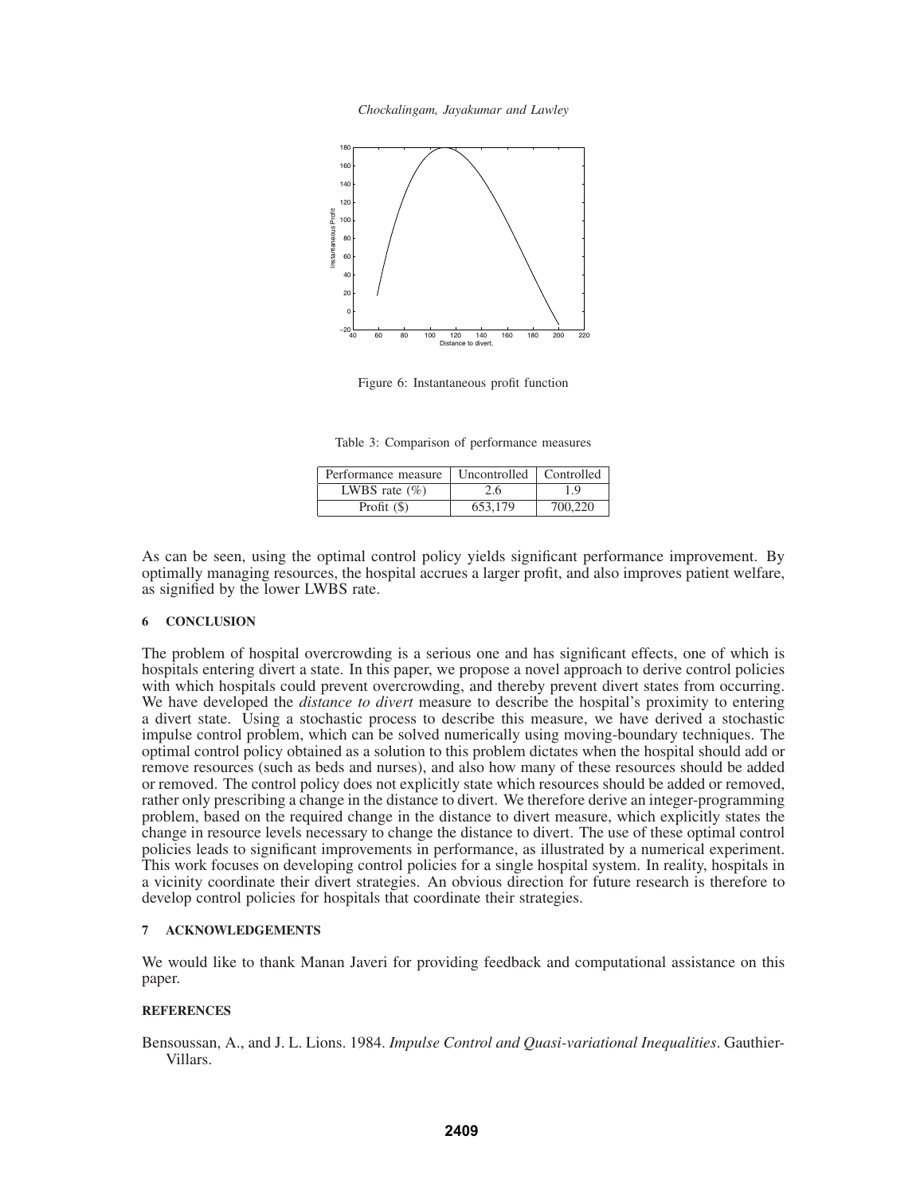Figure 6: Instantaneous profit function

Table 3: Comparison of performance measures

| Performance measure | Uncontrolled | Controlled |
| --- | --- | --- |
| LWBS rate (%) | 2.6 | 1.9 |
| Profit ($) | 653,179 | 700,220 |

As can be seen, using the optimal control policy yields significant performance improvement. By optimally managing resources, the hospital accrues a larger profit, and also improves patient welfare, as signified by the lower LWBS rate.

## 6 CONCLUSION

The problem of hospital overcrowding is a serious one and has significant effects, one of which is hospitals entering divert a state. In this paper, we propose a novel approach to derive control policies with which hospitals could prevent overcrowding, and thereby prevent divert states from occurring. We have developed the *distance to divert* measure to describe the hospital's proximity to entering a divert state. Using a stochastic process to describe this measure, we have derived a stochastic impulse control problem, which can be solved numerically using moving-boundary techniques. The optimal control policy obtained as a solution to this problem dictates when the hospital should add or remove resources (such as beds and nurses), and also how many of these resources should be added or removed. The control policy does not explicitly state which resources should be added or removed, rather only prescribing a change in the distance to divert. We therefore derive an integer-programming problem, based on the required change in the distance to divert measure, which explicitly states the change in resource levels necessary to change the distance to divert. The use of these optimal control policies leads to significant improvements in performance, as illustrated by a numerical experiment. This work focuses on developing control policies for a single hospital system. In reality, hospitals in a vicinity coordinate their divert strategies. An obvious direction for future research is therefore to develop control policies for hospitals that coordinate their strategies.

## 7 ACKNOWLEDGEMENTS

We would like to thank Manan Javeri for providing feedback and computational assistance on this paper.

## REFERENCES

Bensoussan, A., and J. L. Lions. 1984. *Impulse Control and Quasi-variational Inequalities*. Gauthier-Villars.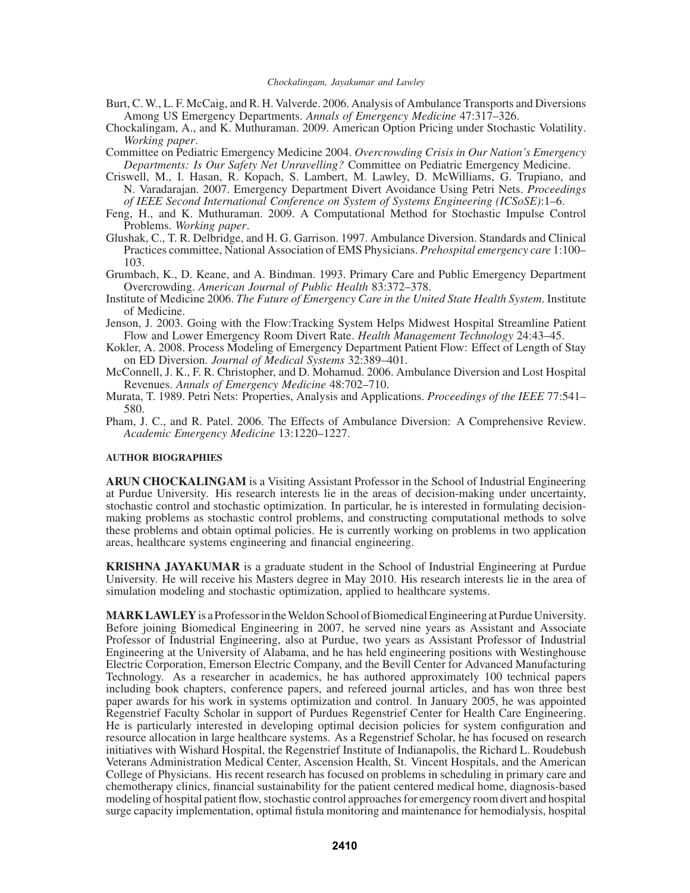Burt, C. W., L. F. McCaig, and R. H. Valverde. 2006. Analysis of Ambulance Transports and Diversions Among US Emergency Departments. *Annals of Emergency Medicine* 47:317–326.

Chockalingam, A., and K. Muthuraman. 2009. American Option Pricing under Stochastic Volatility. *Working paper*.

Committee on Pediatric Emergency Medicine 2004. *Overcrowding Crisis in Our Nation's Emergency Departments: Is Our Safety Net Unravelling?* Committee on Pediatric Emergency Medicine.

Criswell, M., I. Hasan, R. Kopach, S. Lambert, M. Lawley, D. McWilliams, G. Trupiano, and N. Varadarajan. 2007. Emergency Department Divert Avoidance Using Petri Nets. *Proceedings of IEEE Second International Conference on System of Systems Engineering (ICSoSE)*:1–6.

Feng, H., and K. Muthuraman. 2009. A Computational Method for Stochastic Impulse Control Problems. *Working paper*.

Glushak, C., T. R. Delbridge, and H. G. Garrison. 1997. Ambulance Diversion. Standards and Clinical Practices committee, National Association of EMS Physicians. *Prehospital emergency care* 1:100–103.

Grumbach, K., D. Keane, and A. Bindman. 1993. Primary Care and Public Emergency Department Overcrowding. *American Journal of Public Health* 83:372–378.

Institute of Medicine 2006. *The Future of Emergency Care in the United State Health System*. Institute of Medicine.

Jenson, J. 2003. Going with the Flow:Tracking System Helps Midwest Hospital Streamline Patient Flow and Lower Emergency Room Divert Rate. *Health Management Technology* 24:43–45.

Kokler, A. 2008. Process Modeling of Emergency Department Patient Flow: Effect of Length of Stay on ED Diversion. *Journal of Medical Systems* 32:389–401.

McConnell, J. K., F. R. Christopher, and D. Mohamud. 2006. Ambulance Diversion and Lost Hospital Revenues. *Annals of Emergency Medicine* 48:702–710.

Murata, T. 1989. Petri Nets: Properties, Analysis and Applications. *Proceedings of the IEEE* 77:541–580.

Pham, J. C., and R. Patel. 2006. The Effects of Ambulance Diversion: A Comprehensive Review. *Academic Emergency Medicine* 13:1220–1227.

## AUTHOR BIOGRAPHIES

**ARUN CHOCKALINGAM** is a Visiting Assistant Professor in the School of Industrial Engineering at Purdue University. His research interests lie in the areas of decision-making under uncertainty, stochastic control and stochastic optimization. In particular, he is interested in formulating decision-making problems as stochastic control problems, and constructing computational methods to solve these problems and obtain optimal policies. He is currently working on problems in two application areas, healthcare systems engineering and financial engineering.

**KRISHNA JAYAKUMAR** is a graduate student in the School of Industrial Engineering at Purdue University. He will receive his Masters degree in May 2010. His research interests lie in the area of simulation modeling and stochastic optimization, applied to healthcare systems.

**MARK LAWLEY** is a Professor in the Weldon School of Biomedical Engineering at Purdue University. Before joining Biomedical Engineering in 2007, he served nine years as Assistant and Associate Professor of Industrial Engineering, also at Purdue, two years as Assistant Professor of Industrial Engineering at the University of Alabama, and he has held engineering positions with Westinghouse Electric Corporation, Emerson Electric Company, and the Bevill Center for Advanced Manufacturing Technology. As a researcher in academics, he has authored approximately 100 technical papers including book chapters, conference papers, and refereed journal articles, and has won three best paper awards for his work in systems optimization and control. In January 2005, he was appointed Regenstrief Faculty Scholar in support of Purdues Regenstrief Center for Health Care Engineering. He is particularly interested in developing optimal decision policies for system configuration and resource allocation in large healthcare systems. As a Regenstrief Scholar, he has focused on research initiatives with Wishard Hospital, the Regenstrief Institute of Indianapolis, the Richard L. Roudebush Veterans Administration Medical Center, Ascension Health, St. Vincent Hospitals, and the American College of Physicians. His recent research has focused on problems in scheduling in primary care and chemotherapy clinics, financial sustainability for the patient centered medical home, diagnosis-based modeling of hospital patient flow, stochastic control approaches for emergency room divert and hospital surge capacity implementation, optimal fistula monitoring and maintenance for hemodialysis, hospital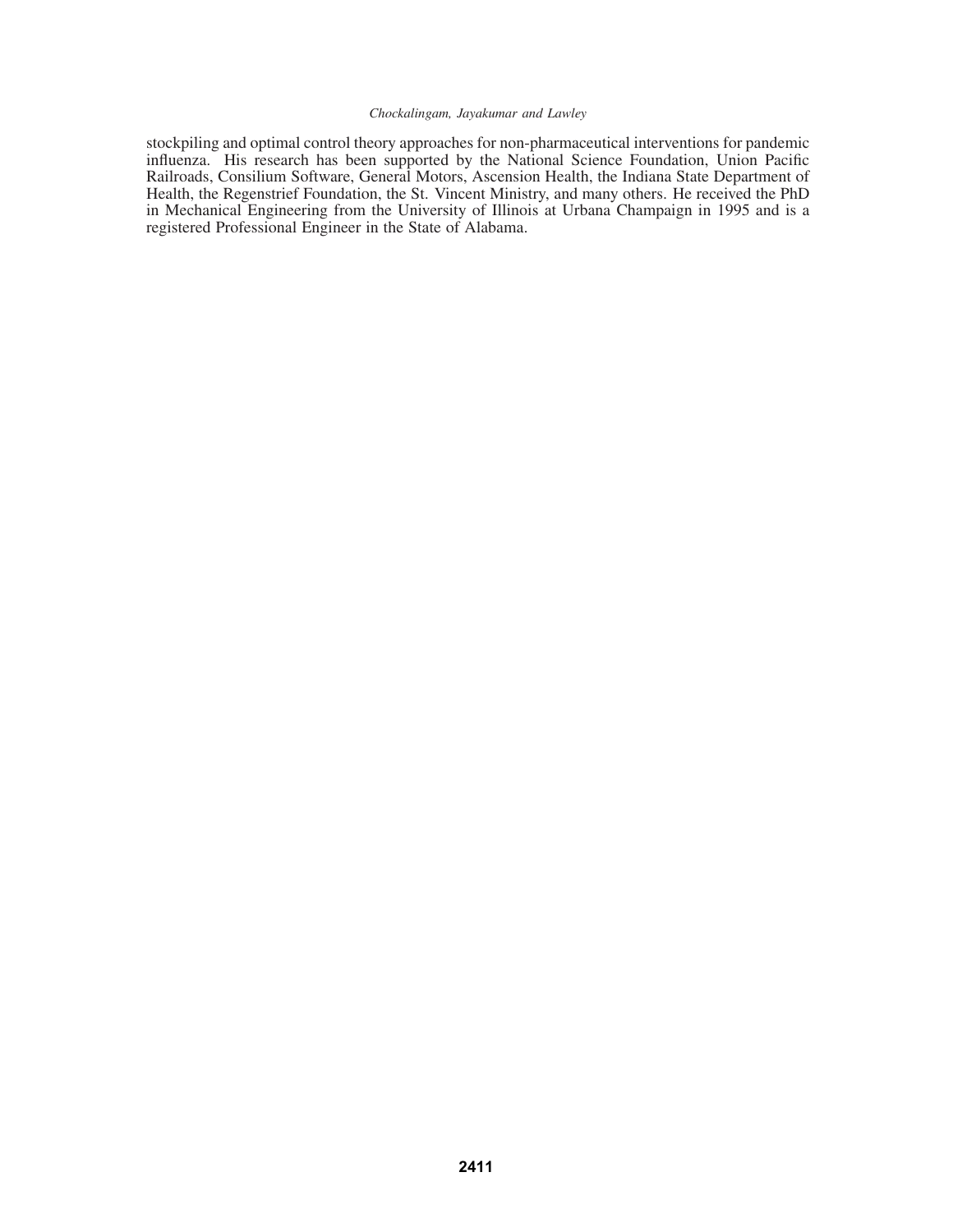stockpiling and optimal control theory approaches for non-pharmaceutical interventions for pandemic influenza. His research has been supported by the National Science Foundation, Union Pacific Railroads, Consilium Software, General Motors, Ascension Health, the Indiana State Department of Health, the Regenstrief Foundation, the St. Vincent Ministry, and many others. He received the PhD in Mechanical Engineering from the University of Illinois at Urbana Champaign in 1995 and is a registered Professional Engineer in the State of Alabama.